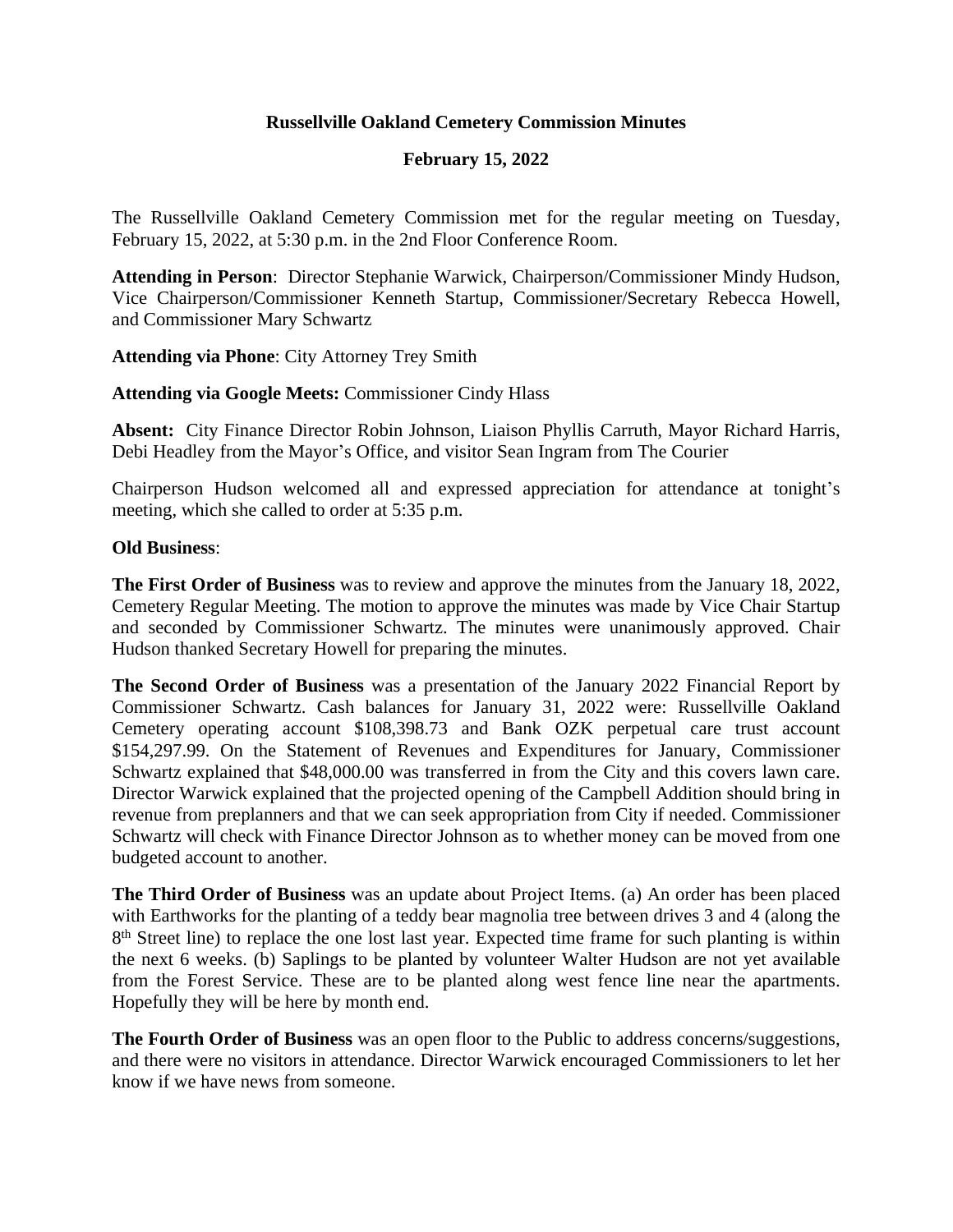# Russellville Oakland Cemetery Commission Minutes

## February 15, 2022

The Russellville Oakland Cemetery Commission met for the regular meeting on Tuesday, February 15, 2022, at 5:30 p.m. in the 2nd Floor Conference Room.

**Attending in Person**: Director Stephanie Warwick, Chairperson/Commissioner Mindy Hudson, Vice Chairperson/Commissioner Kenneth Startup, Commissioner/Secretary Rebecca Howell, and Commissioner Mary Schwartz

**Attending via Phone**: City Attorney Trey Smith

**Attending via Google Meets:** Commissioner Cindy Hlass

**Absent:** City Finance Director Robin Johnson, Liaison Phyllis Carruth, Mayor Richard Harris, Debi Headley from the Mayor's Office, and visitor Sean Ingram from The Courier

Chairperson Hudson welcomed all and expressed appreciation for attendance at tonight's meeting, which she called to order at 5:35 p.m.

**Old Business**:

**The First Order of Business** was to review and approve the minutes from the January 18, 2022, Cemetery Regular Meeting. The motion to approve the minutes was made by Vice Chair Startup and seconded by Commissioner Schwartz. The minutes were unanimously approved. Chair Hudson thanked Secretary Howell for preparing the minutes.

**The Second Order of Business** was a presentation of the January 2022 Financial Report by Commissioner Schwartz. Cash balances for January 31, 2022 were: Russellville Oakland Cemetery operating account $108,398.73 and Bank OZK perpetual care trust account $154,297.99. On the Statement of Revenues and Expenditures for January, Commissioner Schwartz explained that $48,000.00 was transferred in from the City and this covers lawn care. Director Warwick explained that the projected opening of the Campbell Addition should bring in revenue from preplanners and that we can seek appropriation from City if needed. Commissioner Schwartz will check with Finance Director Johnson as to whether money can be moved from one budgeted account to another.

**The Third Order of Business** was an update about Project Items. (a) An order has been placed with Earthworks for the planting of a teddy bear magnolia tree between drives 3 and 4 (along the 8th Street line) to replace the one lost last year. Expected time frame for such planting is within the next 6 weeks. (b) Saplings to be planted by volunteer Walter Hudson are not yet available from the Forest Service. These are to be planted along west fence line near the apartments. Hopefully they will be here by month end.

**The Fourth Order of Business** was an open floor to the Public to address concerns/suggestions, and there were no visitors in attendance. Director Warwick encouraged Commissioners to let her know if we have news from someone.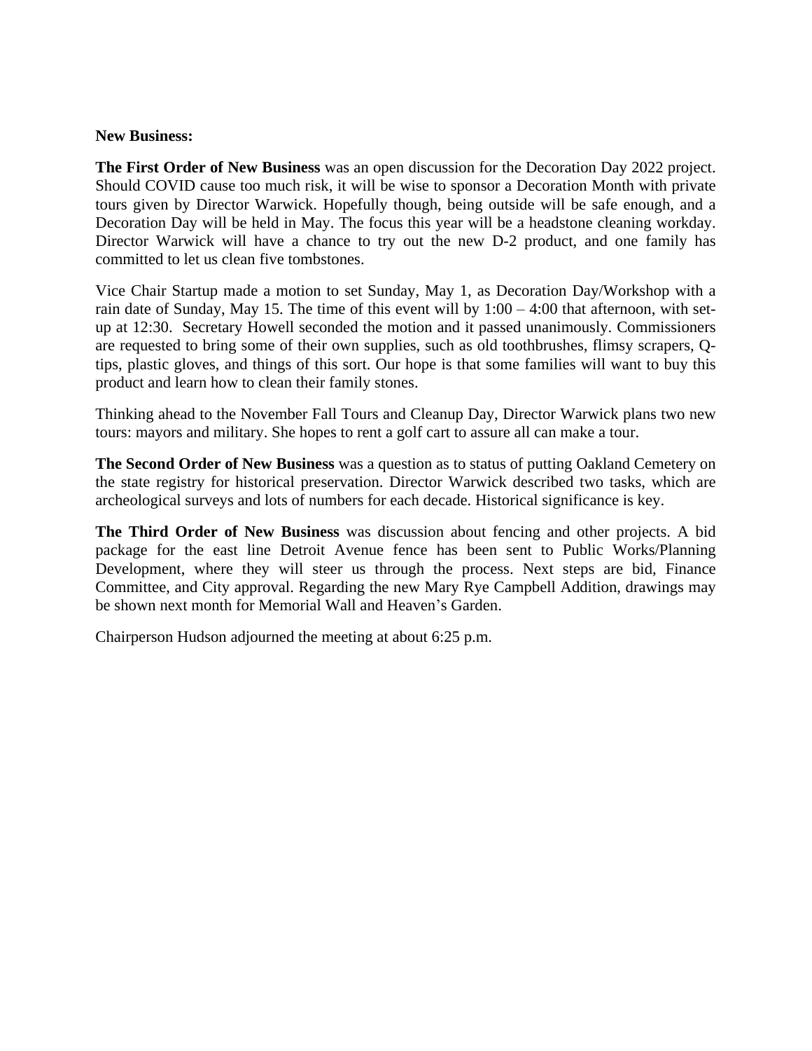**New Business:**

**The First Order of New Business** was an open discussion for the Decoration Day 2022 project. Should COVID cause too much risk, it will be wise to sponsor a Decoration Month with private tours given by Director Warwick. Hopefully though, being outside will be safe enough, and a Decoration Day will be held in May. The focus this year will be a headstone cleaning workday. Director Warwick will have a chance to try out the new D-2 product, and one family has committed to let us clean five tombstones.

Vice Chair Startup made a motion to set Sunday, May 1, as Decoration Day/Workshop with a rain date of Sunday, May 15. The time of this event will by 1:00 – 4:00 that afternoon, with set-up at 12:30. Secretary Howell seconded the motion and it passed unanimously. Commissioners are requested to bring some of their own supplies, such as old toothbrushes, flimsy scrapers, Q-tips, plastic gloves, and things of this sort. Our hope is that some families will want to buy this product and learn how to clean their family stones.

Thinking ahead to the November Fall Tours and Cleanup Day, Director Warwick plans two new tours: mayors and military. She hopes to rent a golf cart to assure all can make a tour.

**The Second Order of New Business** was a question as to status of putting Oakland Cemetery on the state registry for historical preservation. Director Warwick described two tasks, which are archeological surveys and lots of numbers for each decade. Historical significance is key.

**The Third Order of New Business** was discussion about fencing and other projects. A bid package for the east line Detroit Avenue fence has been sent to Public Works/Planning Development, where they will steer us through the process. Next steps are bid, Finance Committee, and City approval. Regarding the new Mary Rye Campbell Addition, drawings may be shown next month for Memorial Wall and Heaven's Garden.

Chairperson Hudson adjourned the meeting at about 6:25 p.m.